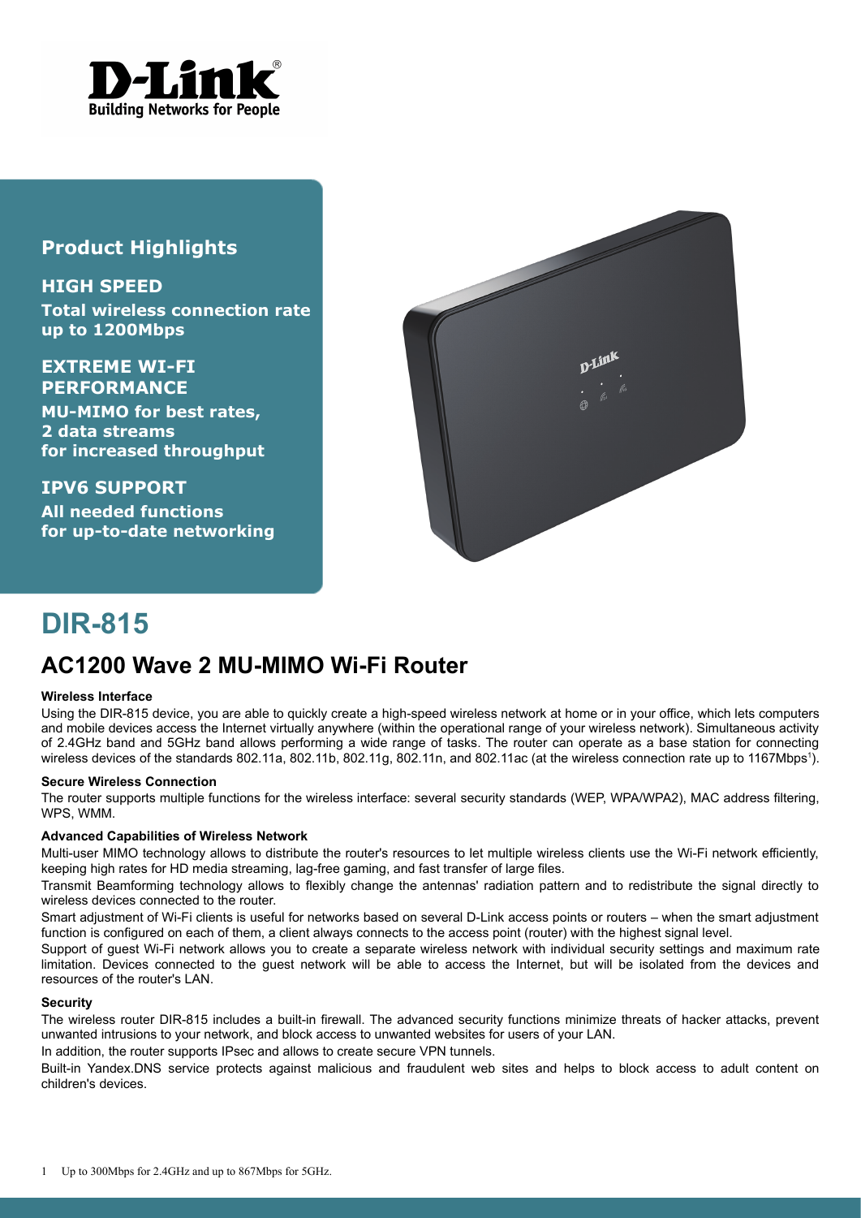## Product Highlights

**HIGH SPEED**

**Total wireless connection rate up to 1200Mbps**

**EXTREME WI-FI PERFORMANCE**

**MU-MIMO for best rates, 2 data streams for increased throughput**

**IPV6 SUPPORT**

**All needed functions for up-to-date networking**

# DIR-815

## AC1200 Wave 2 MU-MIMO Wi-Fi Router

**Wireless Interface**

Using the DIR-815 device, you are able to quickly create a high-speed wireless network at home or in your office, which lets computers and mobile devices access the Internet virtually anywhere (within the operational range of your wireless network). Simultaneous activity of 2.4GHz band and 5GHz band allows performing a wide range of tasks. The router can operate as a base station for connecting wireless devices of the standards 802.11a, 802.11b, 802.11g, 802.11n, and 802.11ac (at the wireless connection rate up to 1167Mbps[1]).

**Secure Wireless Connection**

The router supports multiple functions for the wireless interface: several security standards (WEP, WPA/WPA2), MAC address filtering, WPS, WMM.

**Advanced Capabilities of Wireless Network**

Multi-user MIMO technology allows to distribute the router's resources to let multiple wireless clients use the Wi-Fi network efficiently, keeping high rates for HD media streaming, lag-free gaming, and fast transfer of large files.

Transmit Beamforming technology allows to flexibly change the antennas' radiation pattern and to redistribute the signal directly to wireless devices connected to the router.

Smart adjustment of Wi-Fi clients is useful for networks based on several D-Link access points or routers – when the smart adjustment function is configured on each of them, a client always connects to the access point (router) with the highest signal level.

Support of guest Wi-Fi network allows you to create a separate wireless network with individual security settings and maximum rate limitation. Devices connected to the guest network will be able to access the Internet, but will be isolated from the devices and resources of the router's LAN.

**Security**

The wireless router DIR-815 includes a built-in firewall. The advanced security functions minimize threats of hacker attacks, prevent unwanted intrusions to your network, and block access to unwanted websites for users of your LAN.

In addition, the router supports IPsec and allows to create secure VPN tunnels.

Built-in Yandex.DNS service protects against malicious and fraudulent web sites and helps to block access to adult content on children's devices.

1 Up to 300Mbps for 2.4GHz and up to 867Mbps for 5GHz.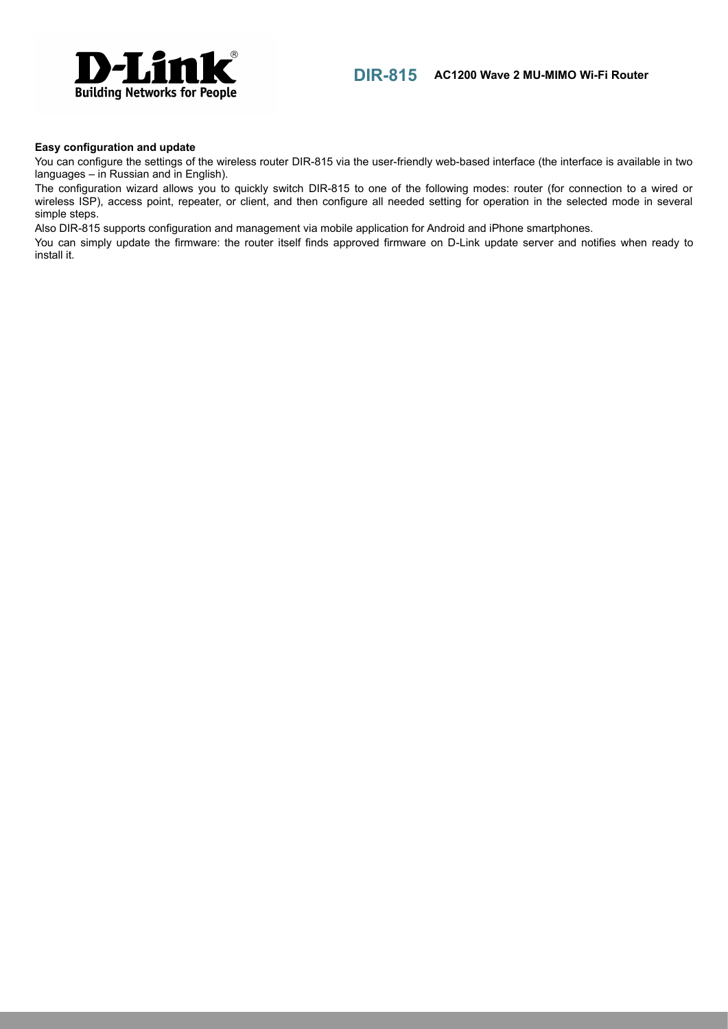**Easy configuration and update**

You can configure the settings of the wireless router DIR-815 via the user-friendly web-based interface (the interface is available in two languages – in Russian and in English).

The configuration wizard allows you to quickly switch DIR-815 to one of the following modes: router (for connection to a wired or wireless ISP), access point, repeater, or client, and then configure all needed setting for operation in the selected mode in several simple steps.

Also DIR-815 supports configuration and management via mobile application for Android and iPhone smartphones.

You can simply update the firmware: the router itself finds approved firmware on D-Link update server and notifies when ready to install it.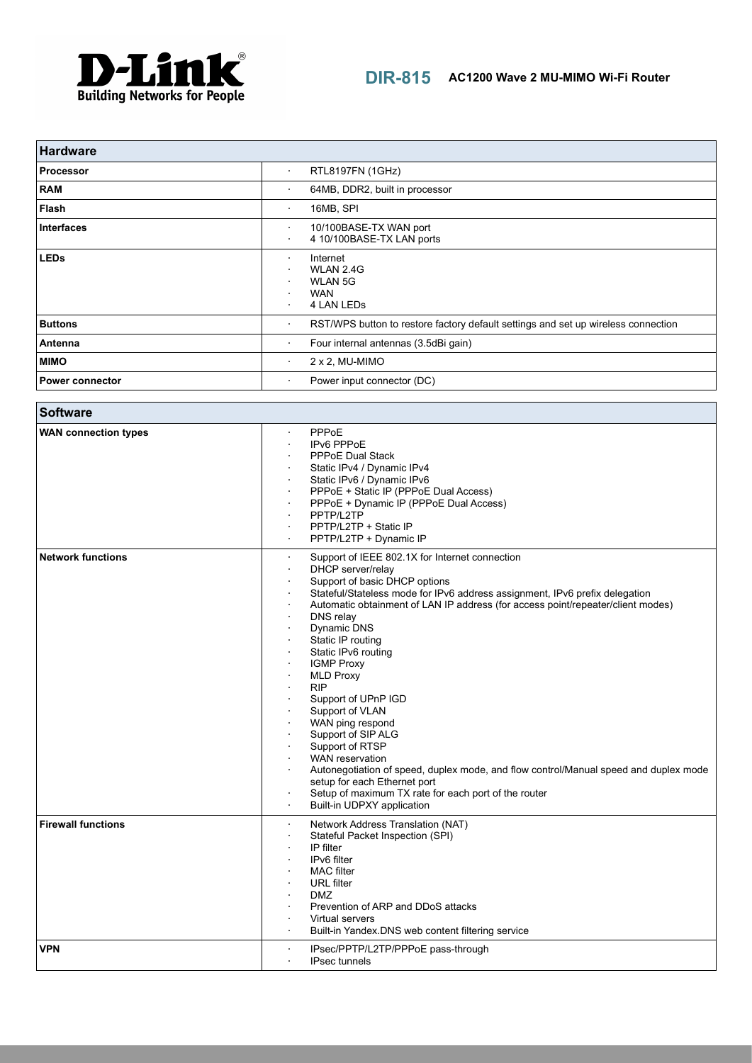# DIR-815 AC1200 Wave 2 MU-MIMO Wi-Fi Router

| Hardware | |
|---|---|
| **Processor** | · RTL8197FN (1GHz) |
| **RAM** | · 64MB, DDR2, built in processor |
| **Flash** | · 16MB, SPI |
| **Interfaces** | · 10/100BASE-TX WAN port<br>· 4 10/100BASE-TX LAN ports |
| **LEDs** | · Internet<br>· WLAN 2.4G<br>· WLAN 5G<br>· WAN<br>· 4 LAN LEDs |
| **Buttons** | · RST/WPS button to restore factory default settings and set up wireless connection |
| **Antenna** | · Four internal antennas (3.5dBi gain) |
| **MIMO** | · 2 x 2, MU-MIMO |
| **Power connector** | · Power input connector (DC) |

| Software | |
|---|---|
| **WAN connection types** | · PPPoE<br>· IPv6 PPPoE<br>· PPPoE Dual Stack<br>· Static IPv4 / Dynamic IPv4<br>· Static IPv6 / Dynamic IPv6<br>· PPPoE + Static IP (PPPoE Dual Access)<br>· PPPoE + Dynamic IP (PPPoE Dual Access)<br>· PPTP/L2TP<br>· PPTP/L2TP + Static IP<br>· PPTP/L2TP + Dynamic IP |
| **Network functions** | · Support of IEEE 802.1X for Internet connection<br>· DHCP server/relay<br>· Support of basic DHCP options<br>· Stateful/Stateless mode for IPv6 address assignment, IPv6 prefix delegation<br>· Automatic obtainment of LAN IP address (for access point/repeater/client modes)<br>· DNS relay<br>· Dynamic DNS<br>· Static IP routing<br>· Static IPv6 routing<br>· IGMP Proxy<br>· MLD Proxy<br>· RIP<br>· Support of UPnP IGD<br>· Support of VLAN<br>· WAN ping respond<br>· Support of SIP ALG<br>· Support of RTSP<br>· WAN reservation<br>· Autonegotiation of speed, duplex mode, and flow control/Manual speed and duplex mode setup for each Ethernet port<br>· Setup of maximum TX rate for each port of the router<br>· Built-in UDPXY application |
| **Firewall functions** | · Network Address Translation (NAT)<br>· Stateful Packet Inspection (SPI)<br>· IP filter<br>· IPv6 filter<br>· MAC filter<br>· URL filter<br>· DMZ<br>· Prevention of ARP and DDoS attacks<br>· Virtual servers<br>· Built-in Yandex.DNS web content filtering service |
| **VPN** | · IPsec/PPTP/L2TP/PPPoE pass-through<br>· IPsec tunnels |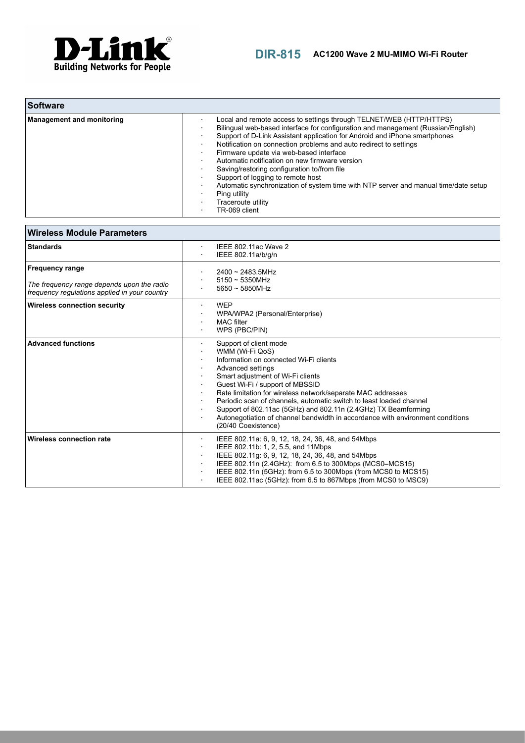| Software | |
|---|---|
| **Management and monitoring** | · Local and remote access to settings through TELNET/WEB (HTTP/HTTPS)<br>· Bilingual web-based interface for configuration and management (Russian/English)<br>· Support of D-Link Assistant application for Android and iPhone smartphones<br>· Notification on connection problems and auto redirect to settings<br>· Firmware update via web-based interface<br>· Automatic notification on new firmware version<br>· Saving/restoring configuration to/from file<br>· Support of logging to remote host<br>· Automatic synchronization of system time with NTP server and manual time/date setup<br>· Ping utility<br>· Traceroute utility<br>· TR-069 client |

| Wireless Module Parameters | |
|---|---|
| **Standards** | · IEEE 802.11ac Wave 2<br>· IEEE 802.11a/b/g/n |
| **Frequency range**<br><br>*The frequency range depends upon the radio frequency regulations applied in your country* | · 2400 ~ 2483.5MHz<br>· 5150 ~ 5350MHz<br>· 5650 ~ 5850MHz |
| **Wireless connection security** | · WEP<br>· WPA/WPA2 (Personal/Enterprise)<br>· MAC filter<br>· WPS (PBC/PIN) |
| **Advanced functions** | · Support of client mode<br>· WMM (Wi-Fi QoS)<br>· Information on connected Wi-Fi clients<br>· Advanced settings<br>· Smart adjustment of Wi-Fi clients<br>· Guest Wi-Fi / support of MBSSID<br>· Rate limitation for wireless network/separate MAC addresses<br>· Periodic scan of channels, automatic switch to least loaded channel<br>· Support of 802.11ac (5GHz) and 802.11n (2.4GHz) TX Beamforming<br>· Autonegotiation of channel bandwidth in accordance with environment conditions (20/40 Coexistence) |
| **Wireless connection rate** | · IEEE 802.11a: 6, 9, 12, 18, 24, 36, 48, and 54Mbps<br>· IEEE 802.11b: 1, 2, 5.5, and 11Mbps<br>· IEEE 802.11g: 6, 9, 12, 18, 24, 36, 48, and 54Mbps<br>· IEEE 802.11n (2.4GHz): from 6.5 to 300Mbps (MCS0–MCS15)<br>· IEEE 802.11n (5GHz): from 6.5 to 300Mbps (from MCS0 to MCS15)<br>· IEEE 802.11ac (5GHz): from 6.5 to 867Mbps (from MCS0 to MSC9) |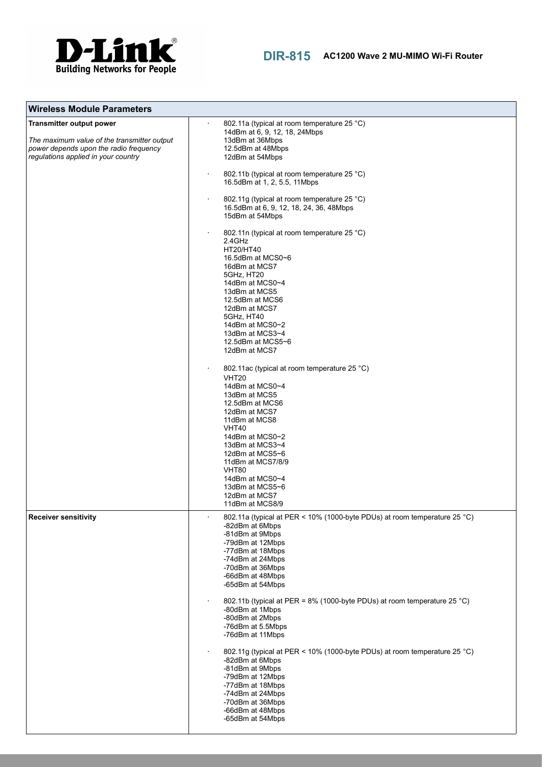| Wireless Module Parameters | |
|---|---|
| **Transmitter output power**<br><br>*The maximum value of the transmitter output power depends upon the radio frequency regulations applied in your country* | · 802.11a (typical at room temperature 25 °C)<br>14dBm at 6, 9, 12, 18, 24Mbps<br>13dBm at 36Mbps<br>12.5dBm at 48Mbps<br>12dBm at 54Mbps<br><br>· 802.11b (typical at room temperature 25 °C)<br>16.5dBm at 1, 2, 5.5, 11Mbps<br><br>· 802.11g (typical at room temperature 25 °C)<br>16.5dBm at 6, 9, 12, 18, 24, 36, 48Mbps<br>15dBm at 54Mbps<br><br>· 802.11n (typical at room temperature 25 °C)<br>2.4GHz<br>HT20/HT40<br>16.5dBm at MCS0~6<br>16dBm at MCS7<br>5GHz, HT20<br>14dBm at MCS0~4<br>13dBm at MCS5<br>12.5dBm at MCS6<br>12dBm at MCS7<br>5GHz, HT40<br>14dBm at MCS0~2<br>13dBm at MCS3~4<br>12.5dBm at MCS5~6<br>12dBm at MCS7<br><br>· 802.11ac (typical at room temperature 25 °C)<br>VHT20<br>14dBm at MCS0~4<br>13dBm at MCS5<br>12.5dBm at MCS6<br>12dBm at MCS7<br>11dBm at MCS8<br>VHT40<br>14dBm at MCS0~2<br>13dBm at MCS3~4<br>12dBm at MCS5~6<br>11dBm at MCS7/8/9<br>VHT80<br>14dBm at MCS0~4<br>13dBm at MCS5~6<br>12dBm at MCS7<br>11dBm at MCS8/9 |
| **Receiver sensitivity** | · 802.11a (typical at PER < 10% (1000-byte PDUs) at room temperature 25 °C)<br>-82dBm at 6Mbps<br>-81dBm at 9Mbps<br>-79dBm at 12Mbps<br>-77dBm at 18Mbps<br>-74dBm at 24Mbps<br>-70dBm at 36Mbps<br>-66dBm at 48Mbps<br>-65dBm at 54Mbps<br><br>· 802.11b (typical at PER = 8% (1000-byte PDUs) at room temperature 25 °C)<br>-80dBm at 1Mbps<br>-80dBm at 2Mbps<br>-76dBm at 5.5Mbps<br>-76dBm at 11Mbps<br><br>· 802.11g (typical at PER < 10% (1000-byte PDUs) at room temperature 25 °C)<br>-82dBm at 6Mbps<br>-81dBm at 9Mbps<br>-79dBm at 12Mbps<br>-77dBm at 18Mbps<br>-74dBm at 24Mbps<br>-70dBm at 36Mbps<br>-66dBm at 48Mbps<br>-65dBm at 54Mbps |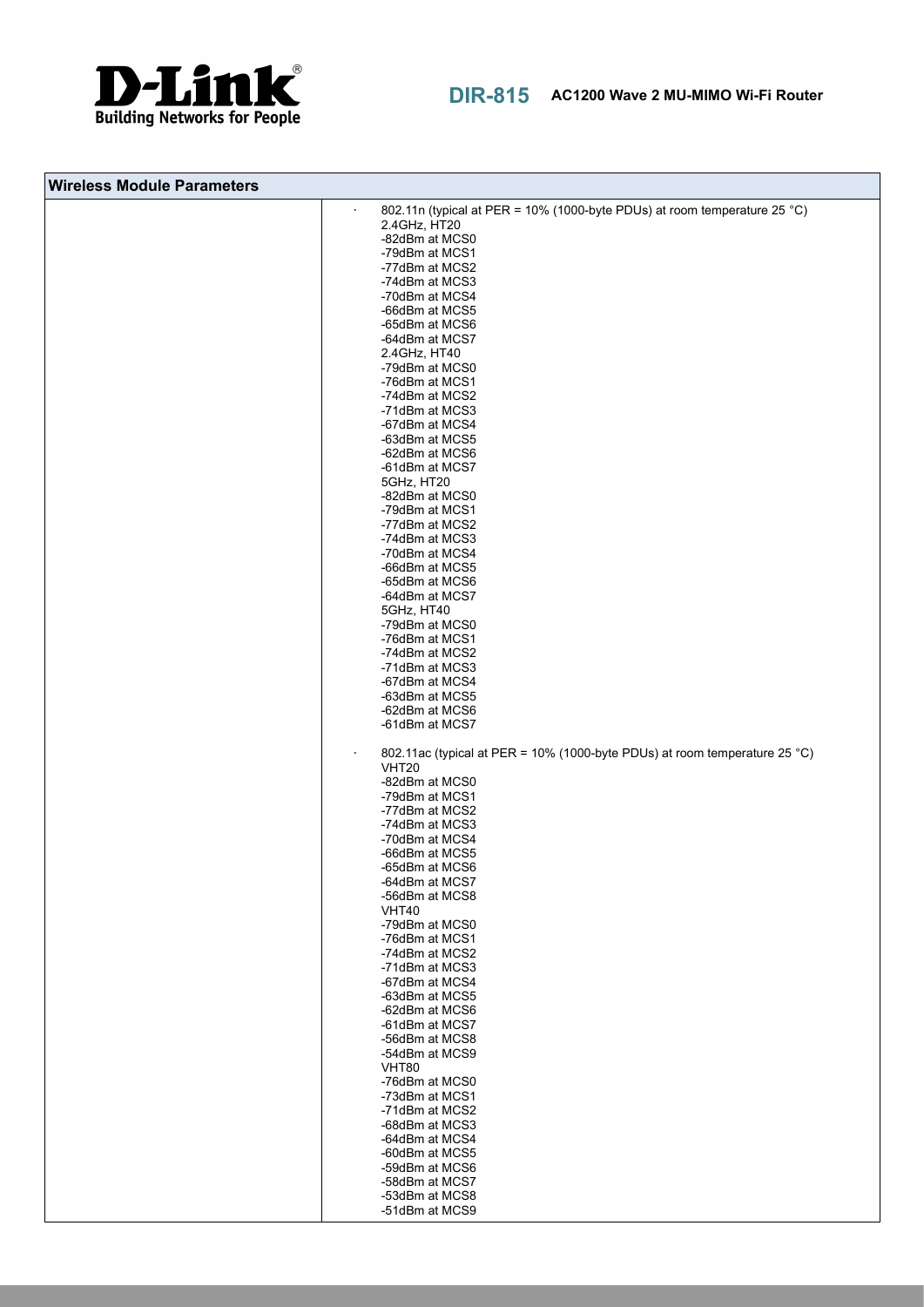| Wireless Module Parameters | |
|---|---|
| | · 802.11n (typical at PER = 10% (1000-byte PDUs) at room temperature 25 °C)<br>2.4GHz, HT20<br>-82dBm at MCS0<br>-79dBm at MCS1<br>-77dBm at MCS2<br>-74dBm at MCS3<br>-70dBm at MCS4<br>-66dBm at MCS5<br>-65dBm at MCS6<br>-64dBm at MCS7<br>2.4GHz, HT40<br>-79dBm at MCS0<br>-76dBm at MCS1<br>-74dBm at MCS2<br>-71dBm at MCS3<br>-67dBm at MCS4<br>-63dBm at MCS5<br>-62dBm at MCS6<br>-61dBm at MCS7<br>5GHz, HT20<br>-82dBm at MCS0<br>-79dBm at MCS1<br>-77dBm at MCS2<br>-74dBm at MCS3<br>-70dBm at MCS4<br>-66dBm at MCS5<br>-65dBm at MCS6<br>-64dBm at MCS7<br>5GHz, HT40<br>-79dBm at MCS0<br>-76dBm at MCS1<br>-74dBm at MCS2<br>-71dBm at MCS3<br>-67dBm at MCS4<br>-63dBm at MCS5<br>-62dBm at MCS6<br>-61dBm at MCS7<br><br>· 802.11ac (typical at PER = 10% (1000-byte PDUs) at room temperature 25 °C)<br>VHT20<br>-82dBm at MCS0<br>-79dBm at MCS1<br>-77dBm at MCS2<br>-74dBm at MCS3<br>-70dBm at MCS4<br>-66dBm at MCS5<br>-65dBm at MCS6<br>-64dBm at MCS7<br>-56dBm at MCS8<br>VHT40<br>-79dBm at MCS0<br>-76dBm at MCS1<br>-74dBm at MCS2<br>-71dBm at MCS3<br>-67dBm at MCS4<br>-63dBm at MCS5<br>-62dBm at MCS6<br>-61dBm at MCS7<br>-56dBm at MCS8<br>-54dBm at MCS9<br>VHT80<br>-76dBm at MCS0<br>-73dBm at MCS1<br>-71dBm at MCS2<br>-68dBm at MCS3<br>-64dBm at MCS4<br>-60dBm at MCS5<br>-59dBm at MCS6<br>-58dBm at MCS7<br>-53dBm at MCS8<br>-51dBm at MCS9 |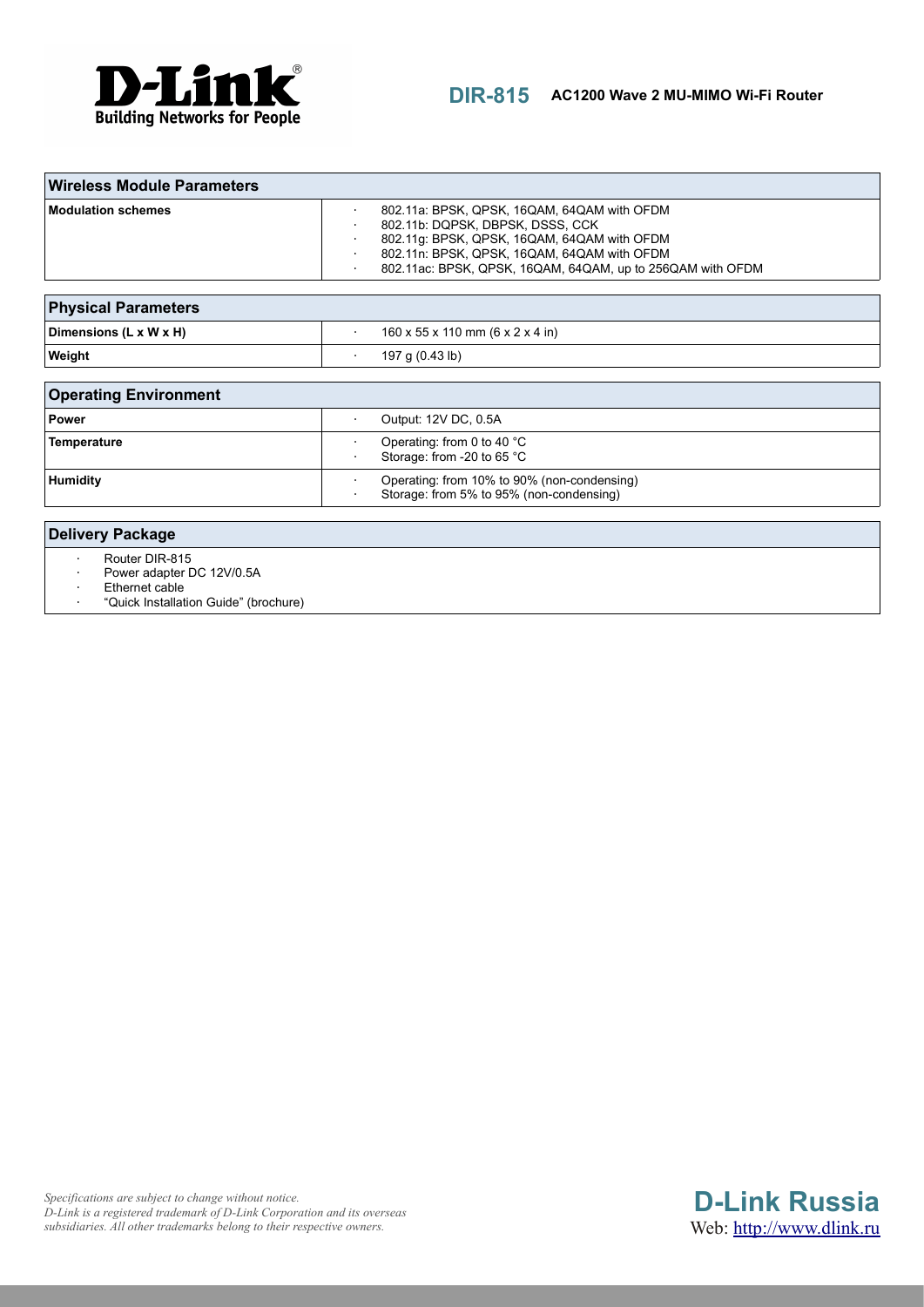## Wireless Module Parameters

| | |
|---|---|
| **Modulation schemes** | · 802.11a: BPSK, QPSK, 16QAM, 64QAM with OFDM<br>· 802.11b: DQPSK, DBPSK, DSSS, CCK<br>· 802.11g: BPSK, QPSK, 16QAM, 64QAM with OFDM<br>· 802.11n: BPSK, QPSK, 16QAM, 64QAM with OFDM<br>· 802.11ac: BPSK, QPSK, 16QAM, 64QAM, up to 256QAM with OFDM |

## Physical Parameters

| | |
|---|---|
| **Dimensions (L x W x H)** | · 160 x 55 x 110 mm (6 x 2 x 4 in) |
| **Weight** | · 197 g (0.43 lb) |

## Operating Environment

| | |
|---|---|
| **Power** | · Output: 12V DC, 0.5A |
| **Temperature** | · Operating: from 0 to 40 °C<br>· Storage: from -20 to 65 °C |
| **Humidity** | · Operating: from 10% to 90% (non-condensing)<br>· Storage: from 5% to 95% (non-condensing) |

## Delivery Package

- Router DIR-815
- Power adapter DC 12V/0.5A
- Ethernet cable
- "Quick Installation Guide" (brochure)

*Specifications are subject to change without notice.*
*D-Link is a registered trademark of D-Link Corporation and its overseas subsidiaries. All other trademarks belong to their respective owners.*

**D-Link Russia**
Web: http://www.dlink.ru